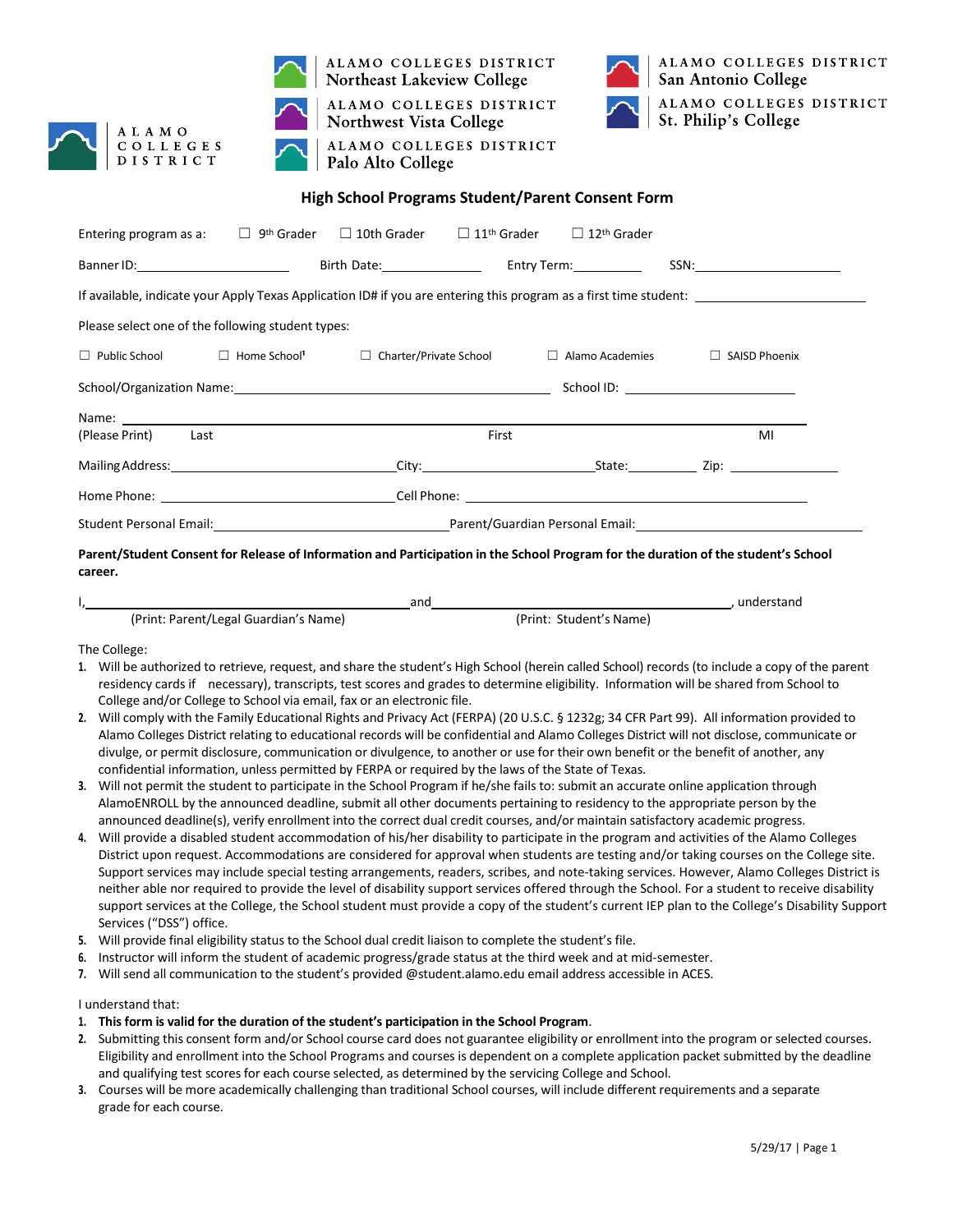ALAMO COLLEGES DISTRICT

ALAMO COLLEGES DISTRICT
Northeast Lakeview College

ALAMO COLLEGES DISTRICT
Northwest Vista College

ALAMO COLLEGES DISTRICT
Palo Alto College

ALAMO COLLEGES DISTRICT
San Antonio College

ALAMO COLLEGES DISTRICT
St. Philip's College

## High School Programs Student/Parent Consent Form

Entering program as a: ☐ 9th Grader ☐ 10th Grader ☐ 11th Grader ☐ 12th Grader

Banner ID:\_\_\_\_\_\_\_\_\_\_\_\_\_\_\_\_\_\_\_\_ Birth Date:\_\_\_\_\_\_\_\_\_\_\_\_\_\_ Entry Term:\_\_\_\_\_\_\_\_\_\_ SSN:\_\_\_\_\_\_\_\_\_\_\_\_\_\_\_\_\_\_\_\_

If available, indicate your Apply Texas Application ID# if you are entering this program as a first time student: \_\_\_\_\_\_\_\_\_\_\_\_\_\_\_\_\_\_\_\_

Please select one of the following student types:

☐ Public School ☐ Home School[1] ☐ Charter/Private School ☐ Alamo Academies ☐ SAISD Phoenix

School/Organization Name:\_\_\_\_\_\_\_\_\_\_\_\_\_\_\_\_\_\_\_\_\_\_\_\_\_\_\_\_\_\_\_\_\_\_\_\_ School ID: \_\_\_\_\_\_\_\_\_\_\_\_\_\_\_\_\_\_\_\_

Name: \_\_\_\_\_\_\_\_\_\_\_\_\_\_\_\_\_\_\_\_\_\_\_\_\_\_\_\_\_\_\_\_\_\_\_\_\_\_\_\_\_\_\_\_\_\_\_\_\_\_\_\_\_\_\_\_\_\_\_\_\_\_\_\_
(Please Print) Last First MI

Mailing Address:\_\_\_\_\_\_\_\_\_\_\_\_\_\_\_\_\_\_\_\_\_\_\_\_\_City:\_\_\_\_\_\_\_\_\_\_\_\_\_\_\_\_\_\_\_\_State:\_\_\_\_\_\_\_\_ Zip: \_\_\_\_\_\_\_\_\_\_\_\_

Home Phone: \_\_\_\_\_\_\_\_\_\_\_\_\_\_\_\_\_\_\_\_\_\_\_\_\_\_\_\_Cell Phone: \_\_\_\_\_\_\_\_\_\_\_\_\_\_\_\_\_\_\_\_\_\_\_\_\_\_\_\_\_\_\_\_\_\_\_\_

Student Personal Email:\_\_\_\_\_\_\_\_\_\_\_\_\_\_\_\_\_\_\_\_\_\_\_\_\_\_\_\_Parent/Guardian Personal Email:\_\_\_\_\_\_\_\_\_\_\_\_\_\_\_\_\_\_\_\_\_\_\_\_\_\_\_\_

**Parent/Student Consent for Release of Information and Participation in the School Program for the duration of the student's School career.**

I,\_\_\_\_\_\_\_\_\_\_\_\_\_\_\_\_\_\_\_\_\_\_\_\_\_\_\_\_\_\_\_\_\_\_\_\_\_\_and\_\_\_\_\_\_\_\_\_\_\_\_\_\_\_\_\_\_\_\_\_\_\_\_\_\_\_\_\_\_\_\_\_\_\_\_\_\_, understand
(Print: Parent/Legal Guardian's Name) (Print: Student's Name)

The College:

1. Will be authorized to retrieve, request, and share the student's High School (herein called School) records (to include a copy of the parent residency cards if necessary), transcripts, test scores and grades to determine eligibility. Information will be shared from School to College and/or College to School via email, fax or an electronic file.
2. Will comply with the Family Educational Rights and Privacy Act (FERPA) (20 U.S.C. § 1232g; 34 CFR Part 99). All information provided to Alamo Colleges District relating to educational records will be confidential and Alamo Colleges District will not disclose, communicate or divulge, or permit disclosure, communication or divulgence, to another or use for their own benefit or the benefit of another, any confidential information, unless permitted by FERPA or required by the laws of the State of Texas.
3. Will not permit the student to participate in the School Program if he/she fails to: submit an accurate online application through AlamoENROLL by the announced deadline, submit all other documents pertaining to residency to the appropriate person by the announced deadline(s), verify enrollment into the correct dual credit courses, and/or maintain satisfactory academic progress.
4. Will provide a disabled student accommodation of his/her disability to participate in the program and activities of the Alamo Colleges District upon request. Accommodations are considered for approval when students are testing and/or taking courses on the College site. Support services may include special testing arrangements, readers, scribes, and note-taking services. However, Alamo Colleges District is neither able nor required to provide the level of disability support services offered through the School. For a student to receive disability support services at the College, the School student must provide a copy of the student's current IEP plan to the College's Disability Support Services ("DSS") office.
5. Will provide final eligibility status to the School dual credit liaison to complete the student's file.
6. Instructor will inform the student of academic progress/grade status at the third week and at mid-semester.
7. Will send all communication to the student's provided @student.alamo.edu email address accessible in ACES.

I understand that:

1. **This form is valid for the duration of the student's participation in the School Program**.
2. Submitting this consent form and/or School course card does not guarantee eligibility or enrollment into the program or selected courses. Eligibility and enrollment into the School Programs and courses is dependent on a complete application packet submitted by the deadline and qualifying test scores for each course selected, as determined by the servicing College and School.
3. Courses will be more academically challenging than traditional School courses, will include different requirements and a separate grade for each course.

5/29/17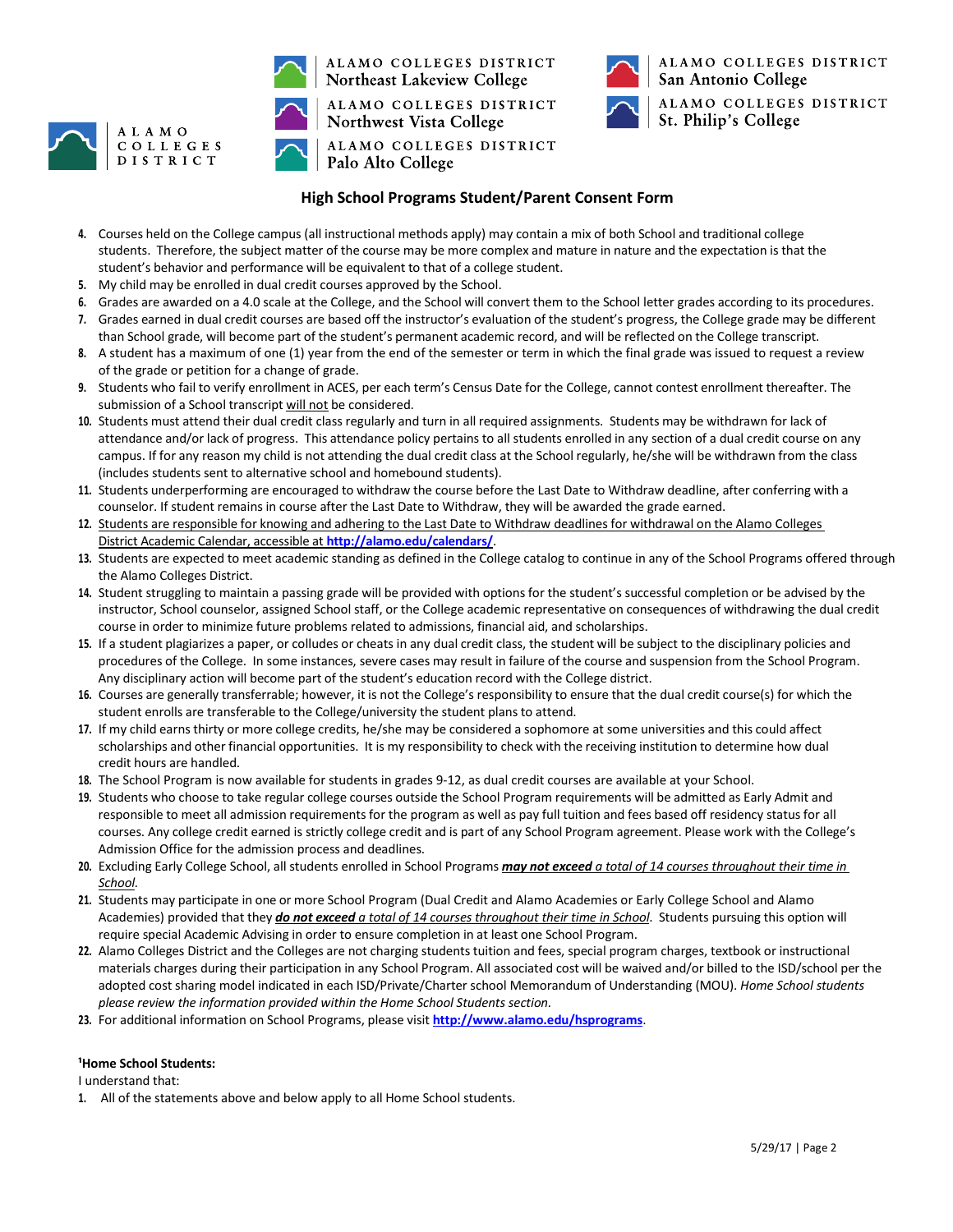## High School Programs Student/Parent Consent Form

4. Courses held on the College campus (all instructional methods apply) may contain a mix of both School and traditional college students. Therefore, the subject matter of the course may be more complex and mature in nature and the expectation is that the student's behavior and performance will be equivalent to that of a college student.
5. My child may be enrolled in dual credit courses approved by the School.
6. Grades are awarded on a 4.0 scale at the College, and the School will convert them to the School letter grades according to its procedures.
7. Grades earned in dual credit courses are based off the instructor's evaluation of the student's progress, the College grade may be different than School grade, will become part of the student's permanent academic record, and will be reflected on the College transcript.
8. A student has a maximum of one (1) year from the end of the semester or term in which the final grade was issued to request a review of the grade or petition for a change of grade.
9. Students who fail to verify enrollment in ACES, per each term's Census Date for the College, cannot contest enrollment thereafter. The submission of a School transcript <u>will not</u> be considered.
10. Students must attend their dual credit class regularly and turn in all required assignments. Students may be withdrawn for lack of attendance and/or lack of progress. This attendance policy pertains to all students enrolled in any section of a dual credit course on any campus. If for any reason my child is not attending the dual credit class at the School regularly, he/she will be withdrawn from the class (includes students sent to alternative school and homebound students).
11. Students underperforming are encouraged to withdraw the course before the Last Date to Withdraw deadline, after conferring with a counselor. If student remains in course after the Last Date to Withdraw, they will be awarded the grade earned.
12. <u>Students are responsible for knowing and adhering to the Last Date to Withdraw deadlines for withdrawal on the Alamo Colleges District Academic Calendar, accessible at</u> **http://alamo.edu/calendars/**.
13. Students are expected to meet academic standing as defined in the College catalog to continue in any of the School Programs offered through the Alamo Colleges District.
14. Student struggling to maintain a passing grade will be provided with options for the student's successful completion or be advised by the instructor, School counselor, assigned School staff, or the College academic representative on consequences of withdrawing the dual credit course in order to minimize future problems related to admissions, financial aid, and scholarships.
15. If a student plagiarizes a paper, or colludes or cheats in any dual credit class, the student will be subject to the disciplinary policies and procedures of the College. In some instances, severe cases may result in failure of the course and suspension from the School Program. Any disciplinary action will become part of the student's education record with the College district.
16. Courses are generally transferrable; however, it is not the College's responsibility to ensure that the dual credit course(s) for which the student enrolls are transferable to the College/university the student plans to attend.
17. If my child earns thirty or more college credits, he/she may be considered a sophomore at some universities and this could affect scholarships and other financial opportunities. It is my responsibility to check with the receiving institution to determine how dual credit hours are handled.
18. The School Program is now available for students in grades 9-12, as dual credit courses are available at your School.
19. Students who choose to take regular college courses outside the School Program requirements will be admitted as Early Admit and responsible to meet all admission requirements for the program as well as pay full tuition and fees based off residency status for all courses. Any college credit earned is strictly college credit and is part of any School Program agreement. Please work with the College's Admission Office for the admission process and deadlines.
20. Excluding Early College School, all students enrolled in School Programs ***<u>may not exceed</u>*** *<u>a total of 14 courses throughout their time in School</u>*.
21. Students may participate in one or more School Program (Dual Credit and Alamo Academies or Early College School and Alamo Academies) provided that they ***<u>do not exceed</u>*** *<u>a total of 14 courses throughout their time in School</u>*. Students pursuing this option will require special Academic Advising in order to ensure completion in at least one School Program.
22. Alamo Colleges District and the Colleges are not charging students tuition and fees, special program charges, textbook or instructional materials charges during their participation in any School Program. All associated cost will be waived and/or billed to the ISD/school per the adopted cost sharing model indicated in each ISD/Private/Charter school Memorandum of Understanding (MOU). *Home School students please review the information provided within the Home School Students section.*
23. For additional information on School Programs, please visit **http://www.alamo.edu/hsprograms**.

**[1]Home School Students:**

I understand that:

1. All of the statements above and below apply to all Home School students.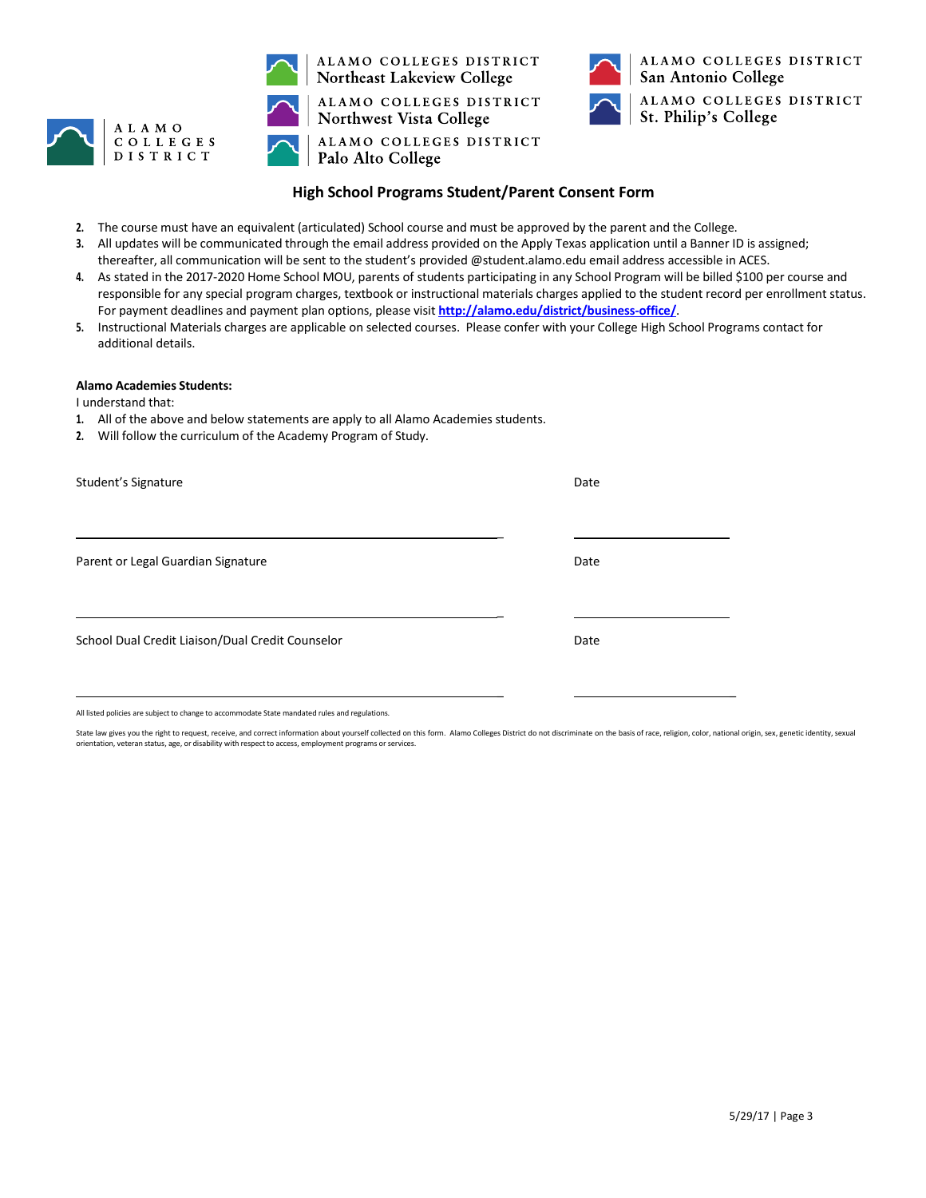ALAMO COLLEGES DISTRICT

ALAMO COLLEGES DISTRICT Northeast Lakeview College

ALAMO COLLEGES DISTRICT Northwest Vista College

ALAMO COLLEGES DISTRICT Palo Alto College

ALAMO COLLEGES DISTRICT San Antonio College

ALAMO COLLEGES DISTRICT St. Philip's College

## High School Programs Student/Parent Consent Form

2. The course must have an equivalent (articulated) School course and must be approved by the parent and the College.
3. All updates will be communicated through the email address provided on the Apply Texas application until a Banner ID is assigned; thereafter, all communication will be sent to the student's provided @student.alamo.edu email address accessible in ACES.
4. As stated in the 2017-2020 Home School MOU, parents of students participating in any School Program will be billed $100 per course and responsible for any special program charges, textbook or instructional materials charges applied to the student record per enrollment status. For payment deadlines and payment plan options, please visit **http://alamo.edu/district/business-office/**.
5. Instructional Materials charges are applicable on selected courses. Please confer with your College High School Programs contact for additional details.

**Alamo Academies Students:**

I understand that:

1. All of the above and below statements are apply to all Alamo Academies students.
2. Will follow the curriculum of the Academy Program of Study.

Student's Signature ______________________________ Date ______________

Parent or Legal Guardian Signature ______________________________ Date ______________

School Dual Credit Liaison/Dual Credit Counselor ______________________________ Date ______________

All listed policies are subject to change to accommodate State mandated rules and regulations.

State law gives you the right to request, receive, and correct information about yourself collected on this form. Alamo Colleges District do not discriminate on the basis of race, religion, color, national origin, sex, genetic identity, sexual orientation, veteran status, age, or disability with respect to access, employment programs or services.

5/29/17